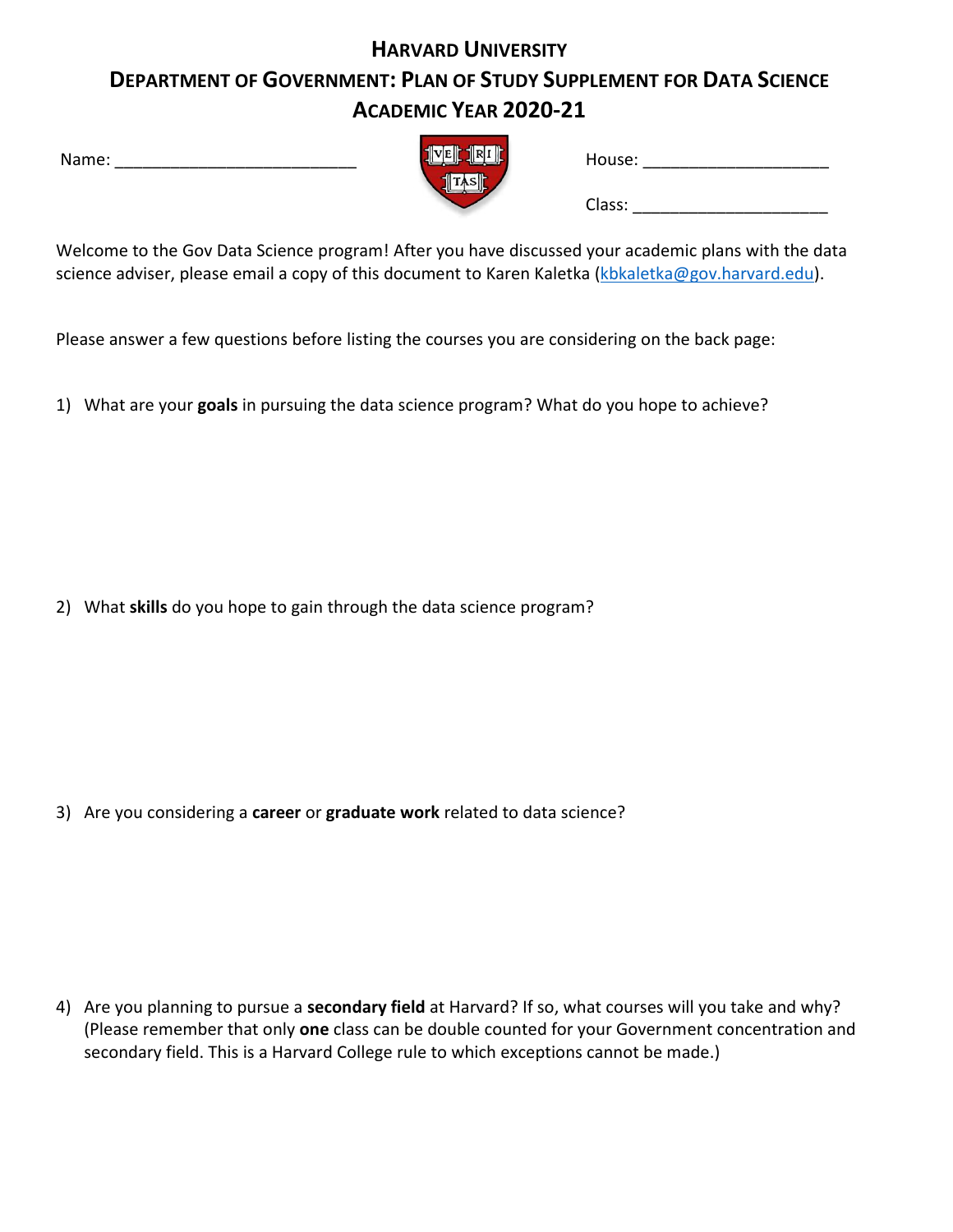# HARVARD UNIVERSITY
## DEPARTMENT OF GOVERNMENT: PLAN OF STUDY SUPPLEMENT FOR DATA SCIENCE
## ACADEMIC YEAR 2020-21

Name: __________________________ House: ____________________

Class: _____________________

Welcome to the Gov Data Science program! After you have discussed your academic plans with the data science adviser, please email a copy of this document to Karen Kaletka (kbkaletka@gov.harvard.edu).

Please answer a few questions before listing the courses you are considering on the back page:

1) What are your **goals** in pursuing the data science program? What do you hope to achieve?

2) What **skills** do you hope to gain through the data science program?

3) Are you considering a **career** or **graduate work** related to data science?

4) Are you planning to pursue a **secondary field** at Harvard? If so, what courses will you take and why? (Please remember that only **one** class can be double counted for your Government concentration and secondary field. This is a Harvard College rule to which exceptions cannot be made.)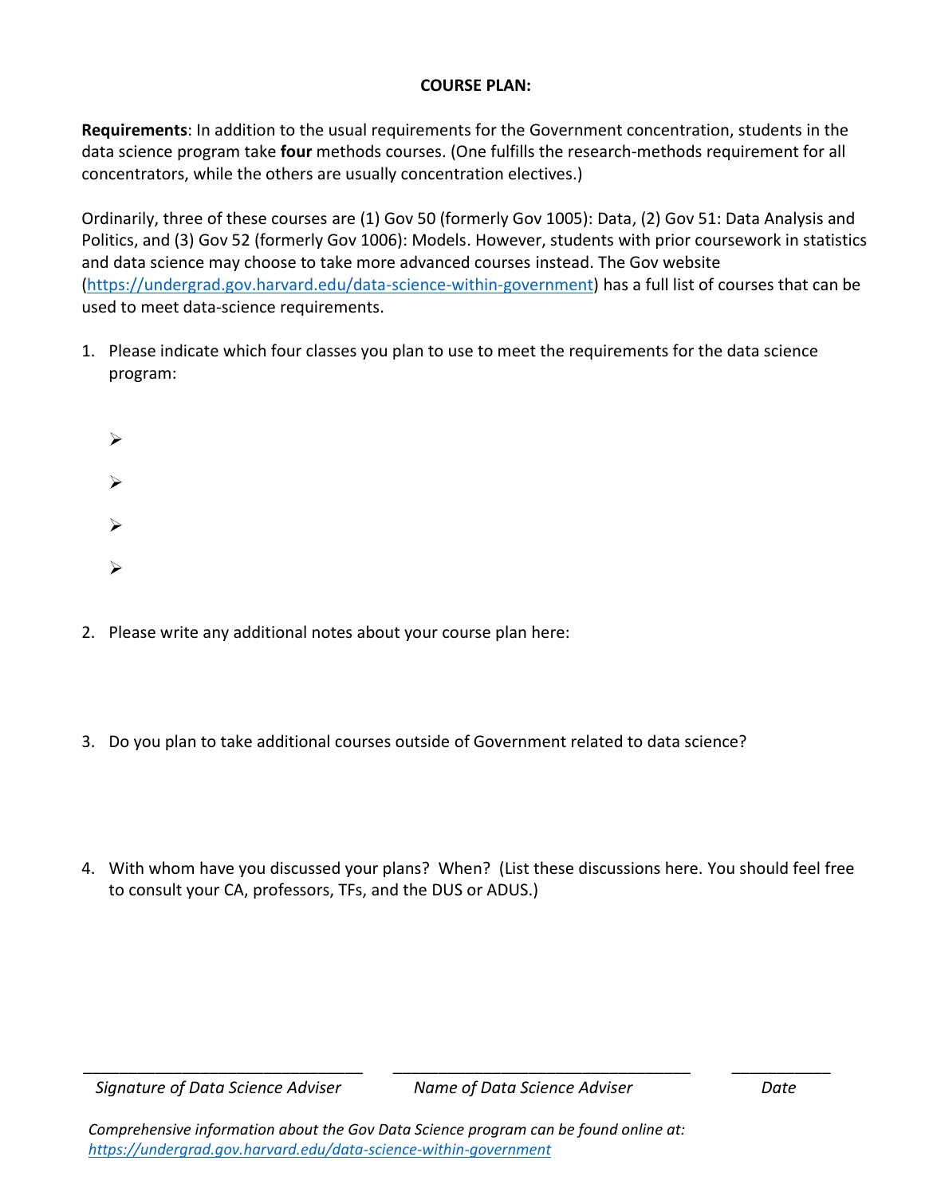**COURSE PLAN:**

**Requirements**: In addition to the usual requirements for the Government concentration, students in the data science program take **four** methods courses. (One fulfills the research-methods requirement for all concentrators, while the others are usually concentration electives.)

Ordinarily, three of these courses are (1) Gov 50 (formerly Gov 1005): Data, (2) Gov 51: Data Analysis and Politics, and (3) Gov 52 (formerly Gov 1006): Models. However, students with prior coursework in statistics and data science may choose to take more advanced courses instead. The Gov website (https://undergrad.gov.harvard.edu/data-science-within-government) has a full list of courses that can be used to meet data-science requirements.

1. Please indicate which four classes you plan to use to meet the requirements for the data science program:

   - 
   - 
   - 
   - 

2. Please write any additional notes about your course plan here:

3. Do you plan to take additional courses outside of Government related to data science?

4. With whom have you discussed your plans? When? (List these discussions here. You should feel free to consult your CA, professors, TFs, and the DUS or ADUS.)

\_\_\_\_\_\_\_\_\_\_\_\_\_\_\_\_\_\_\_\_\_\_\_\_\_\_\_\_\_\_\_ \_\_\_\_\_\_\_\_\_\_\_\_\_\_\_\_\_\_\_\_\_\_\_\_\_\_\_\_\_\_\_\_\_\_ \_\_\_\_\_\_\_\_\_\_\_

*Signature of Data Science Adviser* *Name of Data Science Adviser* *Date*

*Comprehensive information about the Gov Data Science program can be found online at:*
*https://undergrad.gov.harvard.edu/data-science-within-government*